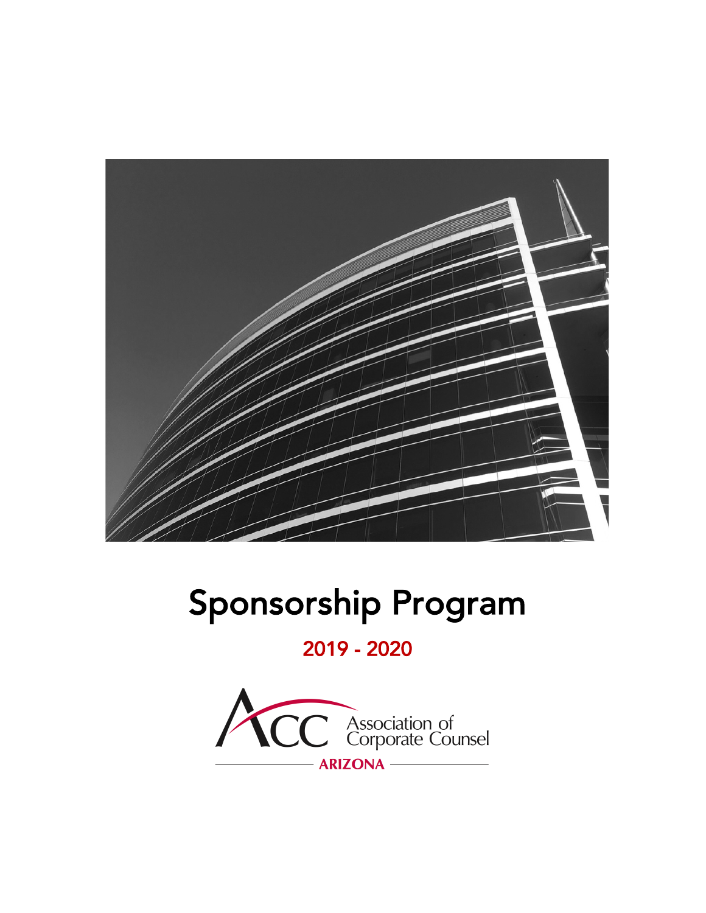# Sponsorship Program

## 2019 - 2020

ACC Association of Corporate Counsel

ARIZONA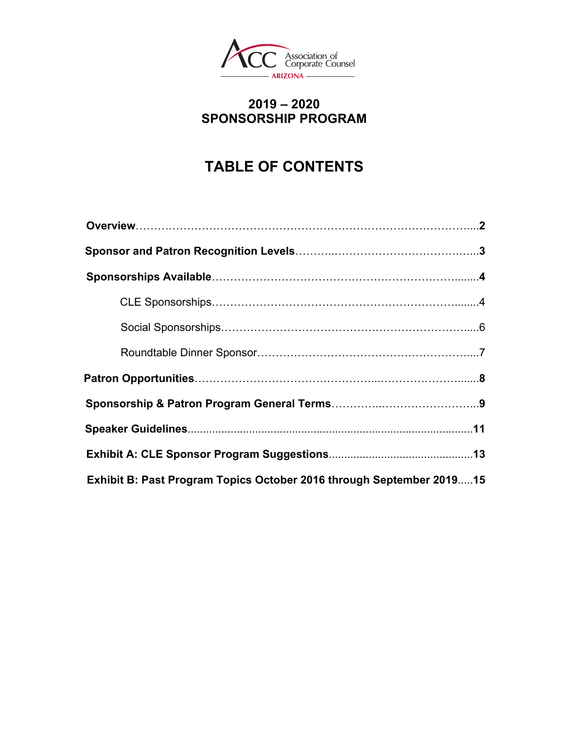Association of Corporate Counsel
ARIZONA

## 2019 – 2020
## SPONSORSHIP PROGRAM

# TABLE OF CONTENTS

**Overview**……………………………………………………………………………....**2**

**Sponsor and Patron Recognition Levels**………..……………………………….…..**3**

**Sponsorships Available**…………………………………………………………........**4**

CLE Sponsorships…………………………………………………………........4

Social Sponsorships……………………………………………………….......6

Roundtable Dinner Sponsor…………………………………………………....7

**Patron Opportunities**………………………………………..……………………........**8**

**Sponsorship & Patron Program General Terms**………..……………………...**9**

**Speaker Guidelines**..........................................................................................**11**

**Exhibit A: CLE Sponsor Program Suggestions**...............................................**13**

**Exhibit B: Past Program Topics October 2016 through September 2019**.....**15**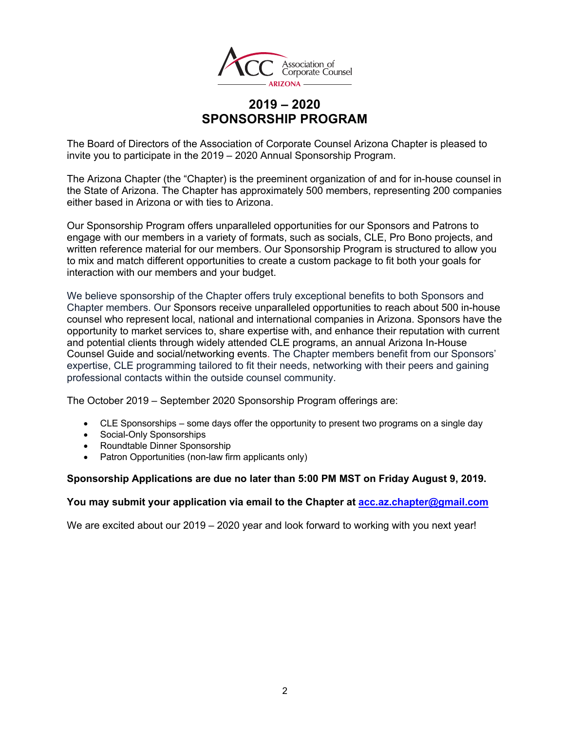# 2019 – 2020
# SPONSORSHIP PROGRAM

The Board of Directors of the Association of Corporate Counsel Arizona Chapter is pleased to invite you to participate in the 2019 – 2020 Annual Sponsorship Program.

The Arizona Chapter (the "Chapter) is the preeminent organization of and for in-house counsel in the State of Arizona. The Chapter has approximately 500 members, representing 200 companies either based in Arizona or with ties to Arizona.

Our Sponsorship Program offers unparalleled opportunities for our Sponsors and Patrons to engage with our members in a variety of formats, such as socials, CLE, Pro Bono projects, and written reference material for our members. Our Sponsorship Program is structured to allow you to mix and match different opportunities to create a custom package to fit both your goals for interaction with our members and your budget.

We believe sponsorship of the Chapter offers truly exceptional benefits to both Sponsors and Chapter members. Our Sponsors receive unparalleled opportunities to reach about 500 in-house counsel who represent local, national and international companies in Arizona. Sponsors have the opportunity to market services to, share expertise with, and enhance their reputation with current and potential clients through widely attended CLE programs, an annual Arizona In-House Counsel Guide and social/networking events. The Chapter members benefit from our Sponsors' expertise, CLE programming tailored to fit their needs, networking with their peers and gaining professional contacts within the outside counsel community.

The October 2019 – September 2020 Sponsorship Program offerings are:

- CLE Sponsorships – some days offer the opportunity to present two programs on a single day
- Social-Only Sponsorships
- Roundtable Dinner Sponsorship
- Patron Opportunities (non-law firm applicants only)

**Sponsorship Applications are due no later than 5:00 PM MST on Friday August 9, 2019.**

**You may submit your application via email to the Chapter at [acc.az.chapter@gmail.com](mailto:acc.az.chapter@gmail.com)**

We are excited about our 2019 – 2020 year and look forward to working with you next year!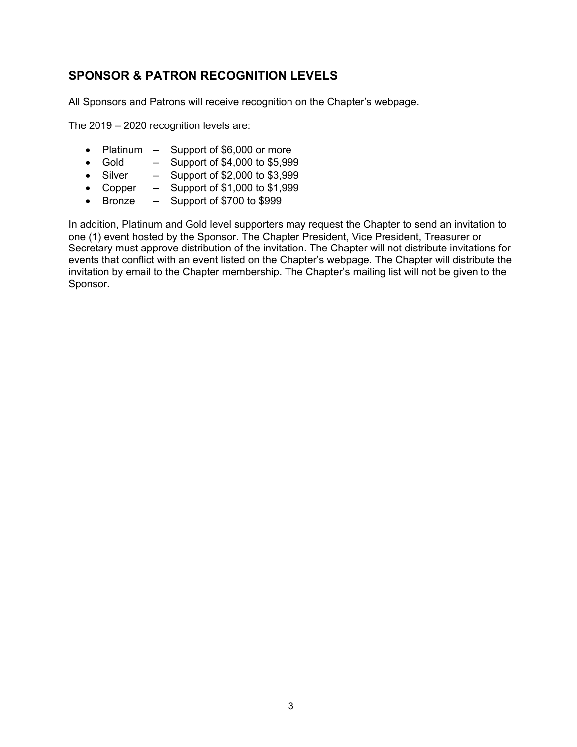## SPONSOR & PATRON RECOGNITION LEVELS

All Sponsors and Patrons will receive recognition on the Chapter's webpage.

The 2019 – 2020 recognition levels are:

- Platinum – Support of $6,000 or more
- Gold – Support of $4,000 to $5,999
- Silver – Support of $2,000 to $3,999
- Copper – Support of $1,000 to $1,999
- Bronze – Support of $700 to $999

In addition, Platinum and Gold level supporters may request the Chapter to send an invitation to one (1) event hosted by the Sponsor. The Chapter President, Vice President, Treasurer or Secretary must approve distribution of the invitation. The Chapter will not distribute invitations for events that conflict with an event listed on the Chapter's webpage. The Chapter will distribute the invitation by email to the Chapter membership. The Chapter's mailing list will not be given to the Sponsor.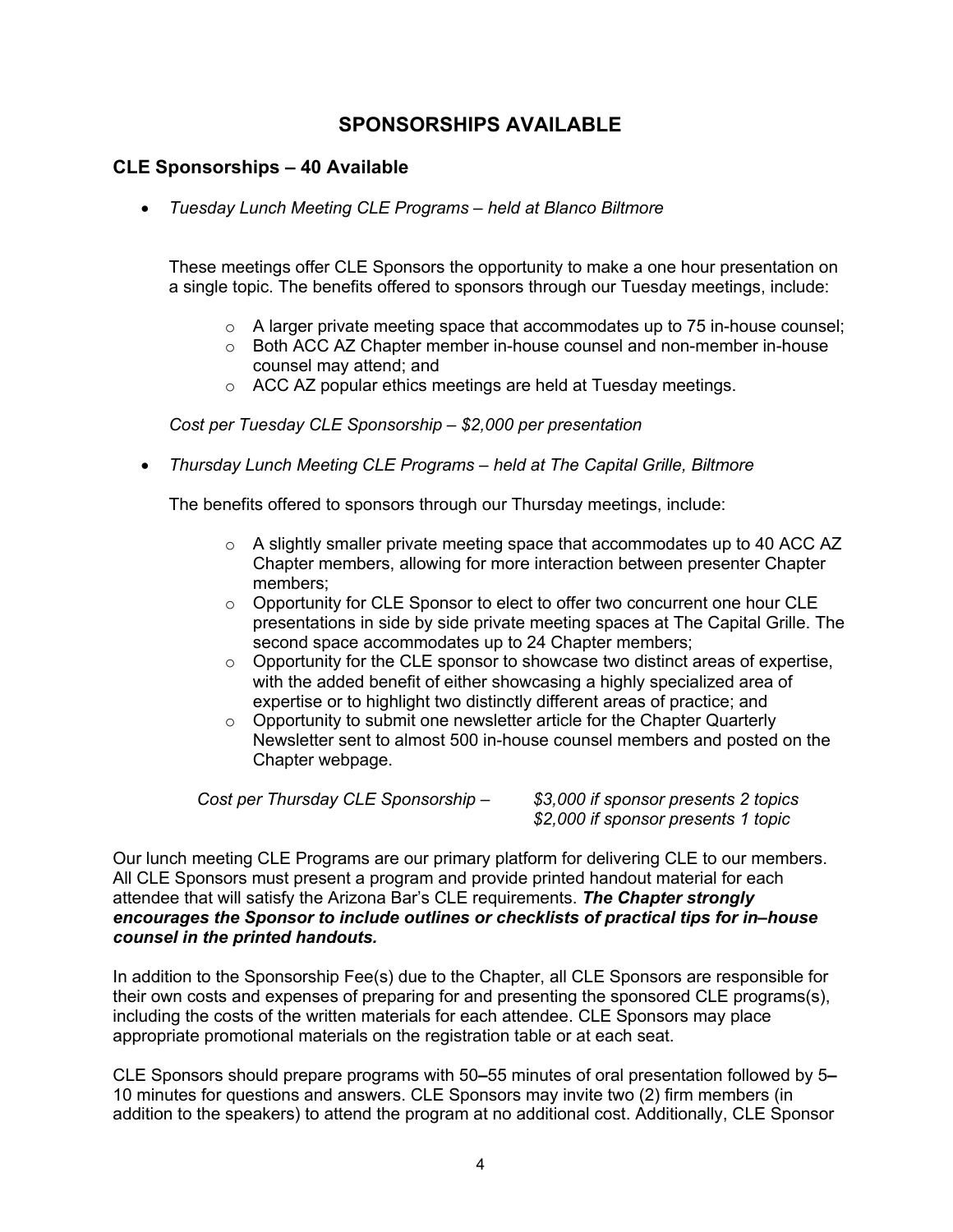# SPONSORSHIPS AVAILABLE

## CLE Sponsorships – 40 Available

- *Tuesday Lunch Meeting CLE Programs – held at Blanco Biltmore*

  These meetings offer CLE Sponsors the opportunity to make a one hour presentation on a single topic. The benefits offered to sponsors through our Tuesday meetings, include:

  - A larger private meeting space that accommodates up to 75 in-house counsel;
  - Both ACC AZ Chapter member in-house counsel and non-member in-house counsel may attend; and
  - ACC AZ popular ethics meetings are held at Tuesday meetings.

  *Cost per Tuesday CLE Sponsorship – $2,000 per presentation*

- *Thursday Lunch Meeting CLE Programs – held at The Capital Grille, Biltmore*

  The benefits offered to sponsors through our Thursday meetings, include:

  - A slightly smaller private meeting space that accommodates up to 40 ACC AZ Chapter members, allowing for more interaction between presenter Chapter members;
  - Opportunity for CLE Sponsor to elect to offer two concurrent one hour CLE presentations in side by side private meeting spaces at The Capital Grille. The second space accommodates up to 24 Chapter members;
  - Opportunity for the CLE sponsor to showcase two distinct areas of expertise, with the added benefit of either showcasing a highly specialized area of expertise or to highlight two distinctly different areas of practice; and
  - Opportunity to submit one newsletter article for the Chapter Quarterly Newsletter sent to almost 500 in-house counsel members and posted on the Chapter webpage.

  *Cost per Thursday CLE Sponsorship – $3,000 if sponsor presents 2 topics*
  *$2,000 if sponsor presents 1 topic*

Our lunch meeting CLE Programs are our primary platform for delivering CLE to our members. All CLE Sponsors must present a program and provide printed handout material for each attendee that will satisfy the Arizona Bar's CLE requirements. ***The Chapter strongly encourages the Sponsor to include outlines or checklists of practical tips for in–house counsel in the printed handouts.***

In addition to the Sponsorship Fee(s) due to the Chapter, all CLE Sponsors are responsible for their own costs and expenses of preparing for and presenting the sponsored CLE programs(s), including the costs of the written materials for each attendee. CLE Sponsors may place appropriate promotional materials on the registration table or at each seat.

CLE Sponsors should prepare programs with 50–55 minutes of oral presentation followed by 5–10 minutes for questions and answers. CLE Sponsors may invite two (2) firm members (in addition to the speakers) to attend the program at no additional cost. Additionally, CLE Sponsor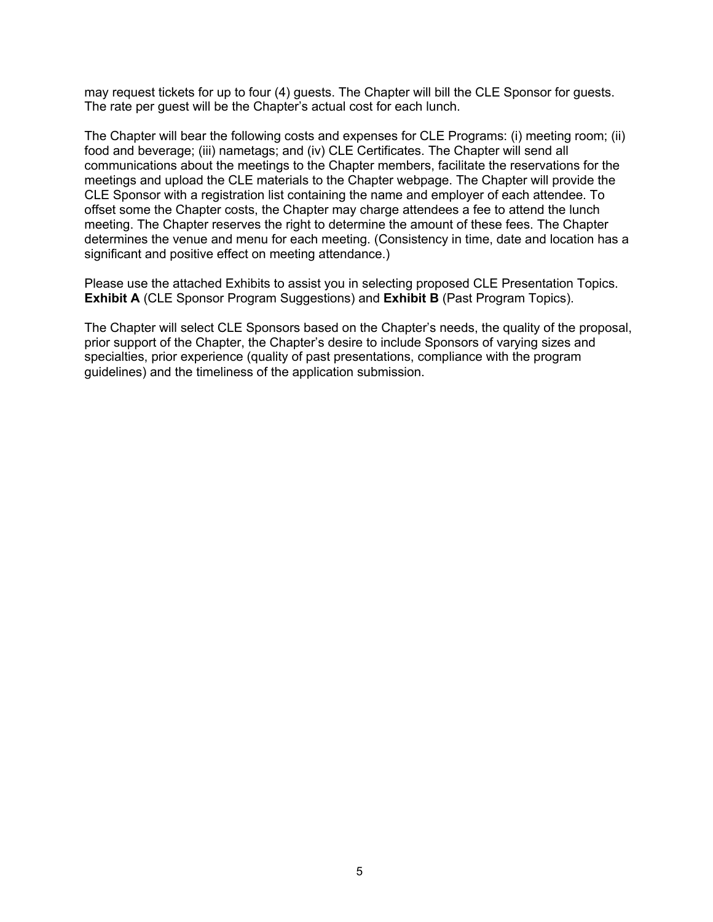may request tickets for up to four (4) guests. The Chapter will bill the CLE Sponsor for guests. The rate per guest will be the Chapter's actual cost for each lunch.

The Chapter will bear the following costs and expenses for CLE Programs: (i) meeting room; (ii) food and beverage; (iii) nametags; and (iv) CLE Certificates. The Chapter will send all communications about the meetings to the Chapter members, facilitate the reservations for the meetings and upload the CLE materials to the Chapter webpage. The Chapter will provide the CLE Sponsor with a registration list containing the name and employer of each attendee. To offset some the Chapter costs, the Chapter may charge attendees a fee to attend the lunch meeting. The Chapter reserves the right to determine the amount of these fees. The Chapter determines the venue and menu for each meeting. (Consistency in time, date and location has a significant and positive effect on meeting attendance.)

Please use the attached Exhibits to assist you in selecting proposed CLE Presentation Topics. **Exhibit A** (CLE Sponsor Program Suggestions) and **Exhibit B** (Past Program Topics).

The Chapter will select CLE Sponsors based on the Chapter's needs, the quality of the proposal, prior support of the Chapter, the Chapter's desire to include Sponsors of varying sizes and specialties, prior experience (quality of past presentations, compliance with the program guidelines) and the timeliness of the application submission.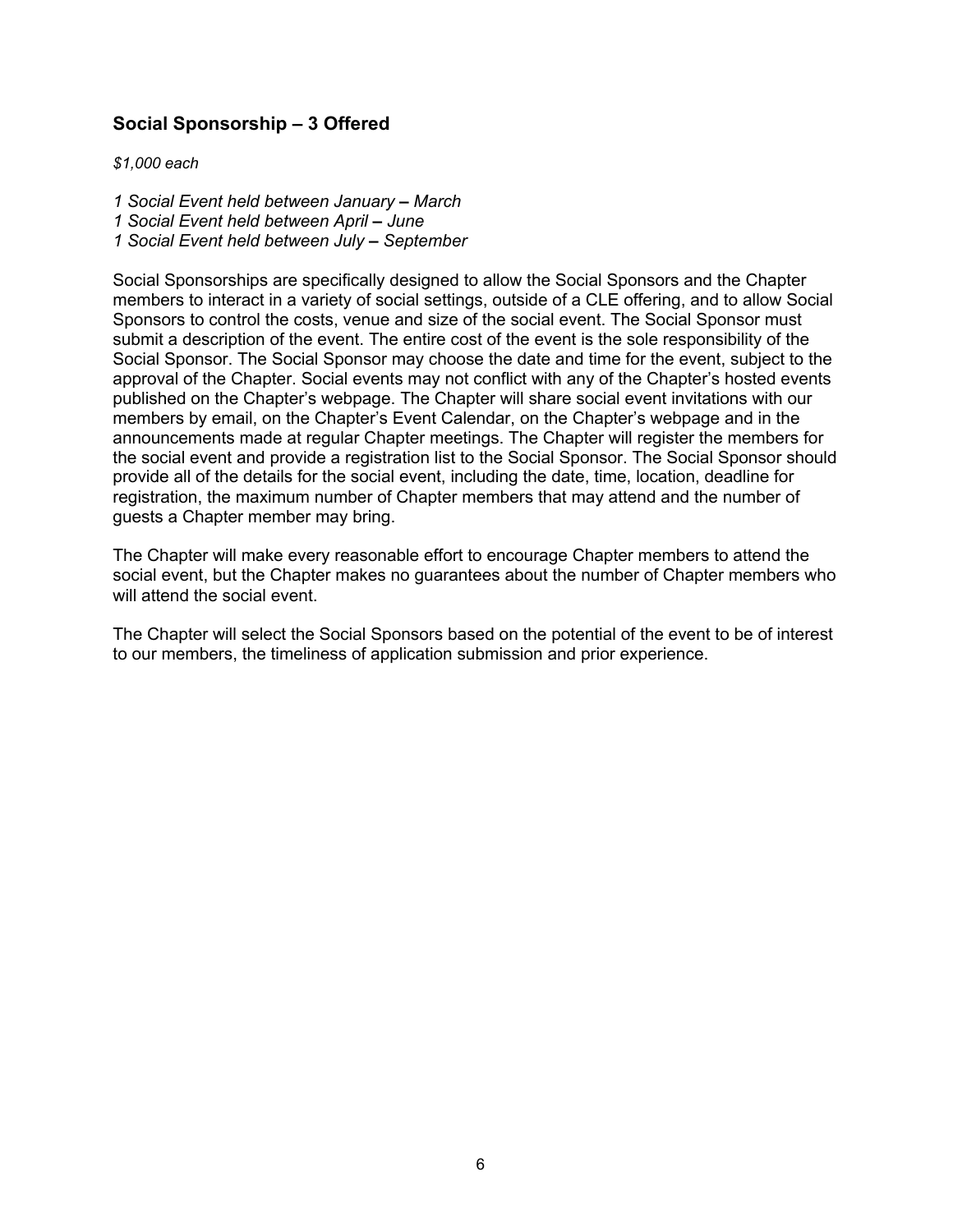## Social Sponsorship – 3 Offered

*$1,000 each*

*1 Social Event held between January – March*
*1 Social Event held between April – June*
*1 Social Event held between July – September*

Social Sponsorships are specifically designed to allow the Social Sponsors and the Chapter members to interact in a variety of social settings, outside of a CLE offering, and to allow Social Sponsors to control the costs, venue and size of the social event. The Social Sponsor must submit a description of the event. The entire cost of the event is the sole responsibility of the Social Sponsor. The Social Sponsor may choose the date and time for the event, subject to the approval of the Chapter. Social events may not conflict with any of the Chapter's hosted events published on the Chapter's webpage. The Chapter will share social event invitations with our members by email, on the Chapter's Event Calendar, on the Chapter's webpage and in the announcements made at regular Chapter meetings. The Chapter will register the members for the social event and provide a registration list to the Social Sponsor. The Social Sponsor should provide all of the details for the social event, including the date, time, location, deadline for registration, the maximum number of Chapter members that may attend and the number of guests a Chapter member may bring.

The Chapter will make every reasonable effort to encourage Chapter members to attend the social event, but the Chapter makes no guarantees about the number of Chapter members who will attend the social event.

The Chapter will select the Social Sponsors based on the potential of the event to be of interest to our members, the timeliness of application submission and prior experience.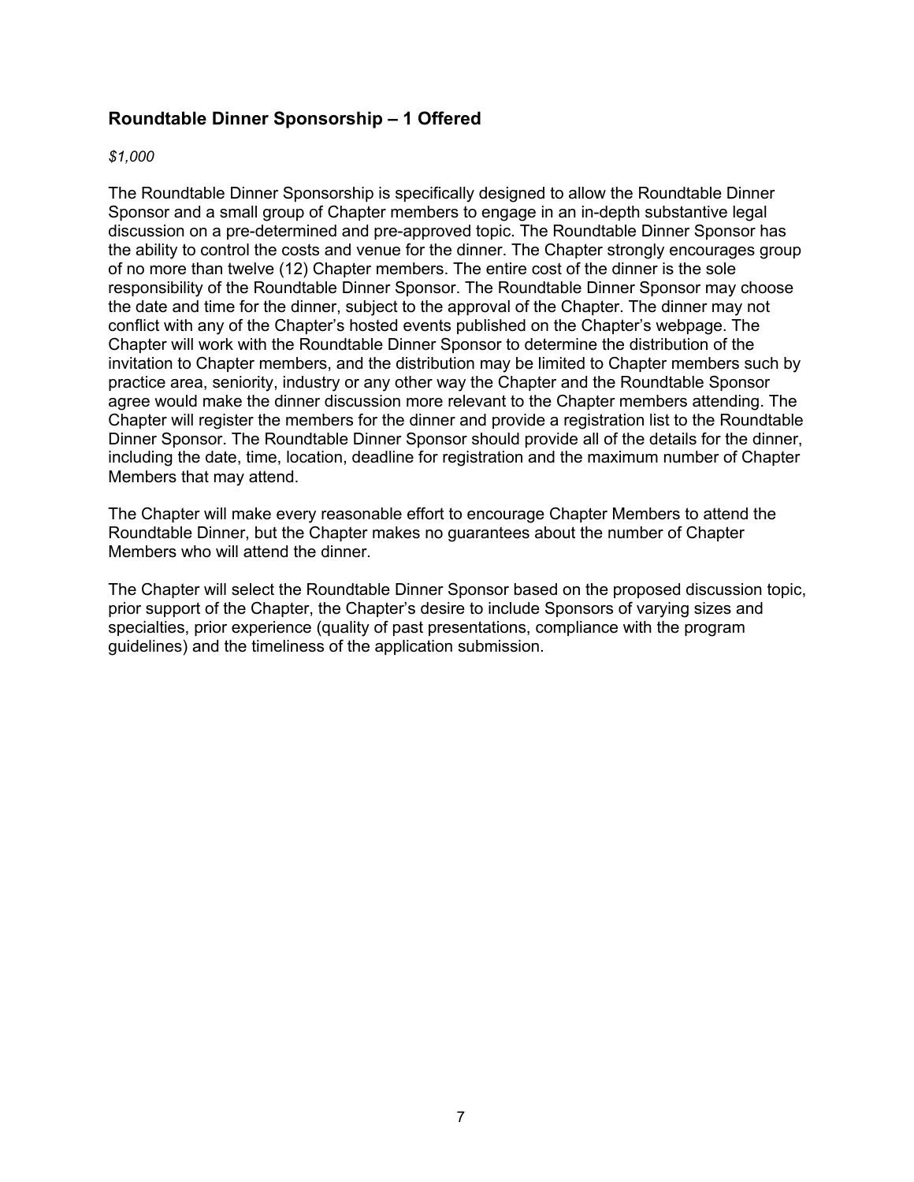## Roundtable Dinner Sponsorship – 1 Offered

*$1,000*

The Roundtable Dinner Sponsorship is specifically designed to allow the Roundtable Dinner Sponsor and a small group of Chapter members to engage in an in-depth substantive legal discussion on a pre-determined and pre-approved topic. The Roundtable Dinner Sponsor has the ability to control the costs and venue for the dinner. The Chapter strongly encourages group of no more than twelve (12) Chapter members. The entire cost of the dinner is the sole responsibility of the Roundtable Dinner Sponsor. The Roundtable Dinner Sponsor may choose the date and time for the dinner, subject to the approval of the Chapter. The dinner may not conflict with any of the Chapter's hosted events published on the Chapter's webpage. The Chapter will work with the Roundtable Dinner Sponsor to determine the distribution of the invitation to Chapter members, and the distribution may be limited to Chapter members such by practice area, seniority, industry or any other way the Chapter and the Roundtable Sponsor agree would make the dinner discussion more relevant to the Chapter members attending. The Chapter will register the members for the dinner and provide a registration list to the Roundtable Dinner Sponsor. The Roundtable Dinner Sponsor should provide all of the details for the dinner, including the date, time, location, deadline for registration and the maximum number of Chapter Members that may attend.

The Chapter will make every reasonable effort to encourage Chapter Members to attend the Roundtable Dinner, but the Chapter makes no guarantees about the number of Chapter Members who will attend the dinner.

The Chapter will select the Roundtable Dinner Sponsor based on the proposed discussion topic, prior support of the Chapter, the Chapter's desire to include Sponsors of varying sizes and specialties, prior experience (quality of past presentations, compliance with the program guidelines) and the timeliness of the application submission.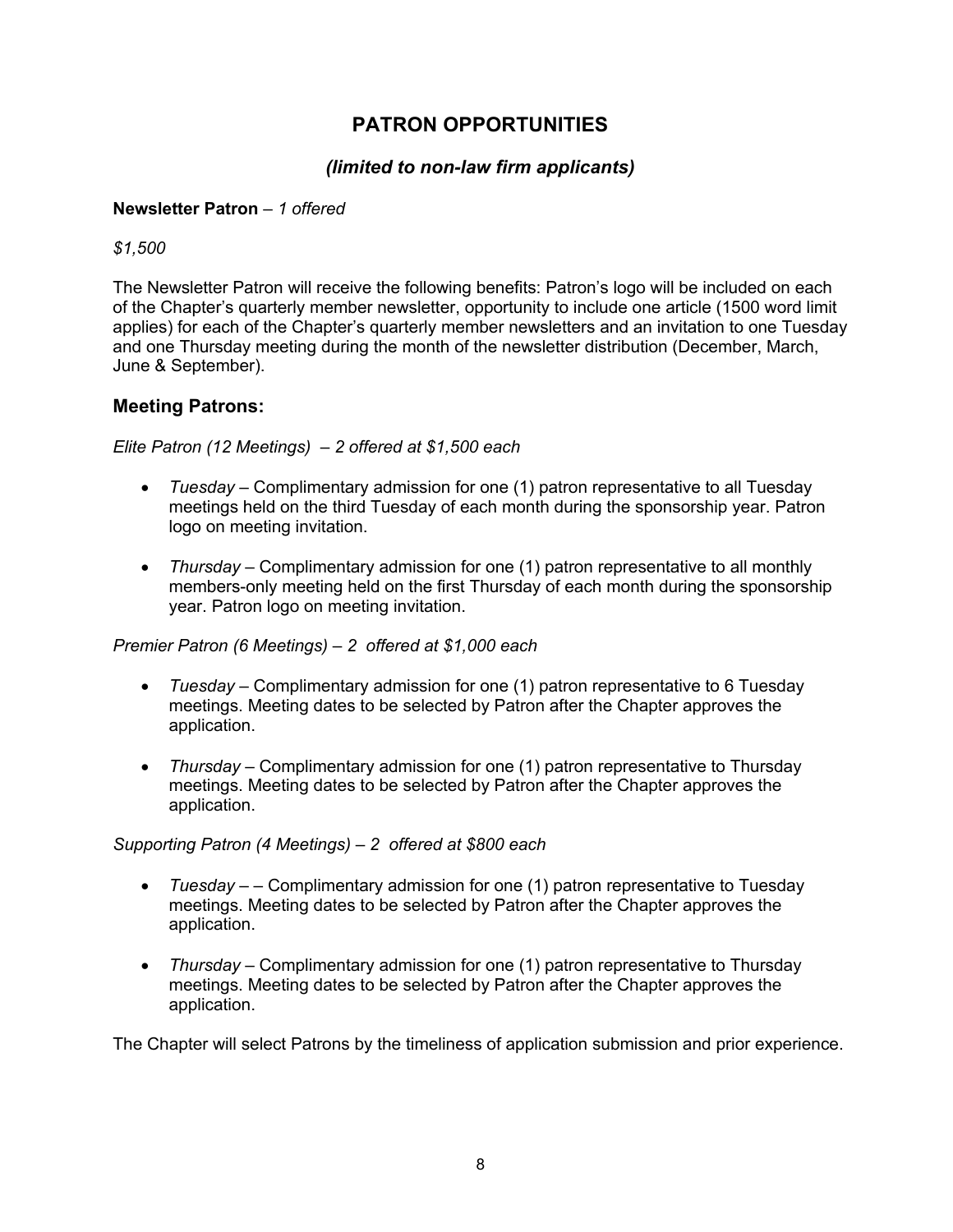# PATRON OPPORTUNITIES

## *(limited to non-law firm applicants)*

**Newsletter Patron** – *1 offered*

*$1,500*

The Newsletter Patron will receive the following benefits: Patron's logo will be included on each of the Chapter's quarterly member newsletter, opportunity to include one article (1500 word limit applies) for each of the Chapter's quarterly member newsletters and an invitation to one Tuesday and one Thursday meeting during the month of the newsletter distribution (December, March, June & September).

## Meeting Patrons:

*Elite Patron (12 Meetings) – 2 offered at $1,500 each*

- *Tuesday* – Complimentary admission for one (1) patron representative to all Tuesday meetings held on the third Tuesday of each month during the sponsorship year. Patron logo on meeting invitation.
- *Thursday* – Complimentary admission for one (1) patron representative to all monthly members-only meeting held on the first Thursday of each month during the sponsorship year. Patron logo on meeting invitation.

*Premier Patron (6 Meetings) – 2 offered at $1,000 each*

- *Tuesday* – Complimentary admission for one (1) patron representative to 6 Tuesday meetings. Meeting dates to be selected by Patron after the Chapter approves the application.
- *Thursday* – Complimentary admission for one (1) patron representative to Thursday meetings. Meeting dates to be selected by Patron after the Chapter approves the application.

*Supporting Patron (4 Meetings) – 2 offered at $800 each*

- *Tuesday* – – Complimentary admission for one (1) patron representative to Tuesday meetings. Meeting dates to be selected by Patron after the Chapter approves the application.
- *Thursday* – Complimentary admission for one (1) patron representative to Thursday meetings. Meeting dates to be selected by Patron after the Chapter approves the application.

The Chapter will select Patrons by the timeliness of application submission and prior experience.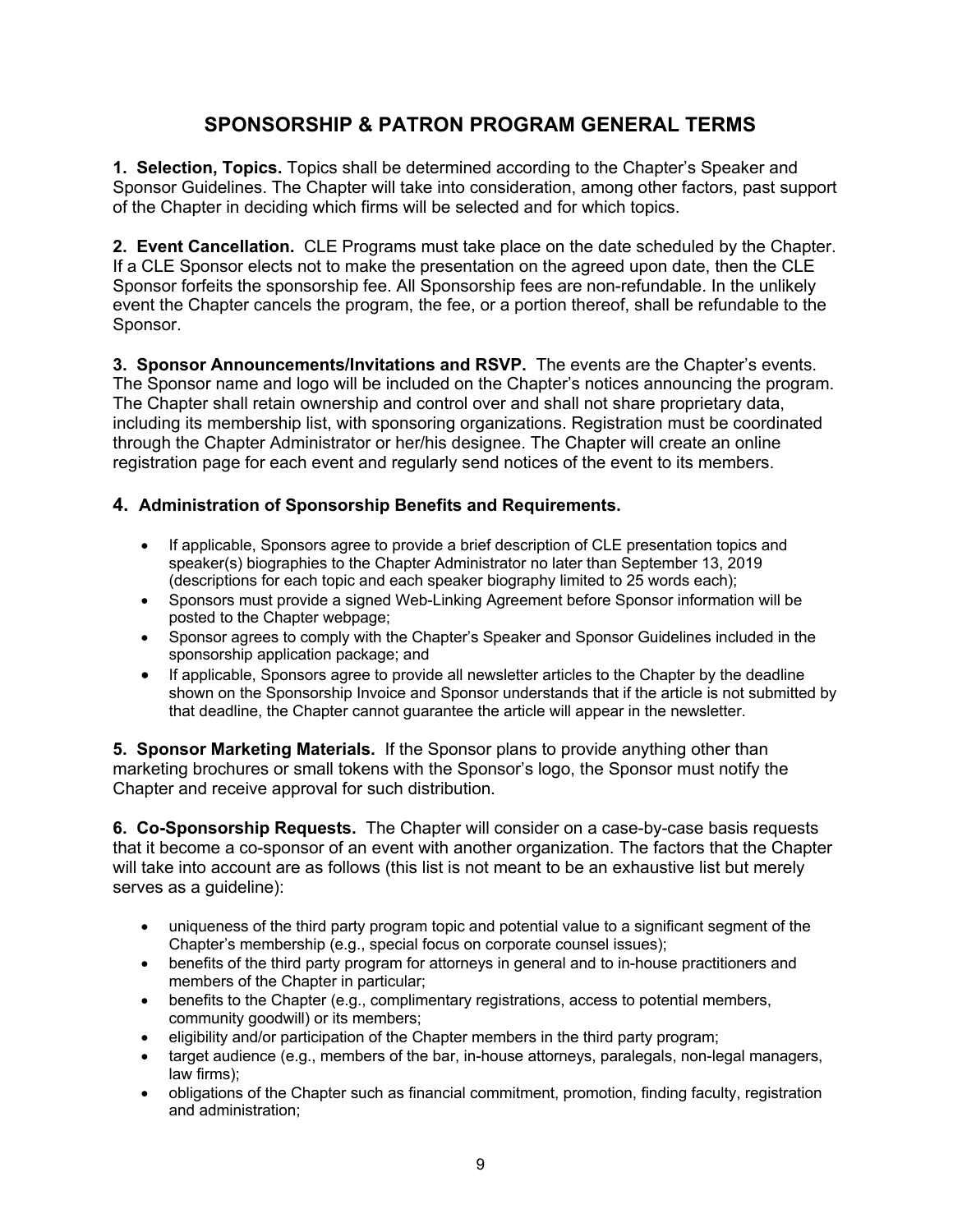## SPONSORSHIP & PATRON PROGRAM GENERAL TERMS

**1. Selection, Topics.** Topics shall be determined according to the Chapter's Speaker and Sponsor Guidelines. The Chapter will take into consideration, among other factors, past support of the Chapter in deciding which firms will be selected and for which topics.

**2. Event Cancellation.** CLE Programs must take place on the date scheduled by the Chapter. If a CLE Sponsor elects not to make the presentation on the agreed upon date, then the CLE Sponsor forfeits the sponsorship fee. All Sponsorship fees are non-refundable. In the unlikely event the Chapter cancels the program, the fee, or a portion thereof, shall be refundable to the Sponsor.

**3. Sponsor Announcements/Invitations and RSVP.** The events are the Chapter's events. The Sponsor name and logo will be included on the Chapter's notices announcing the program. The Chapter shall retain ownership and control over and shall not share proprietary data, including its membership list, with sponsoring organizations. Registration must be coordinated through the Chapter Administrator or her/his designee. The Chapter will create an online registration page for each event and regularly send notices of the event to its members.

**4. Administration of Sponsorship Benefits and Requirements.**

- If applicable, Sponsors agree to provide a brief description of CLE presentation topics and speaker(s) biographies to the Chapter Administrator no later than September 13, 2019 (descriptions for each topic and each speaker biography limited to 25 words each);
- Sponsors must provide a signed Web-Linking Agreement before Sponsor information will be posted to the Chapter webpage;
- Sponsor agrees to comply with the Chapter's Speaker and Sponsor Guidelines included in the sponsorship application package; and
- If applicable, Sponsors agree to provide all newsletter articles to the Chapter by the deadline shown on the Sponsorship Invoice and Sponsor understands that if the article is not submitted by that deadline, the Chapter cannot guarantee the article will appear in the newsletter.

**5. Sponsor Marketing Materials.** If the Sponsor plans to provide anything other than marketing brochures or small tokens with the Sponsor's logo, the Sponsor must notify the Chapter and receive approval for such distribution.

**6. Co-Sponsorship Requests.** The Chapter will consider on a case-by-case basis requests that it become a co-sponsor of an event with another organization. The factors that the Chapter will take into account are as follows (this list is not meant to be an exhaustive list but merely serves as a guideline):

- uniqueness of the third party program topic and potential value to a significant segment of the Chapter's membership (e.g., special focus on corporate counsel issues);
- benefits of the third party program for attorneys in general and to in-house practitioners and members of the Chapter in particular;
- benefits to the Chapter (e.g., complimentary registrations, access to potential members, community goodwill) or its members;
- eligibility and/or participation of the Chapter members in the third party program;
- target audience (e.g., members of the bar, in-house attorneys, paralegals, non-legal managers, law firms);
- obligations of the Chapter such as financial commitment, promotion, finding faculty, registration and administration;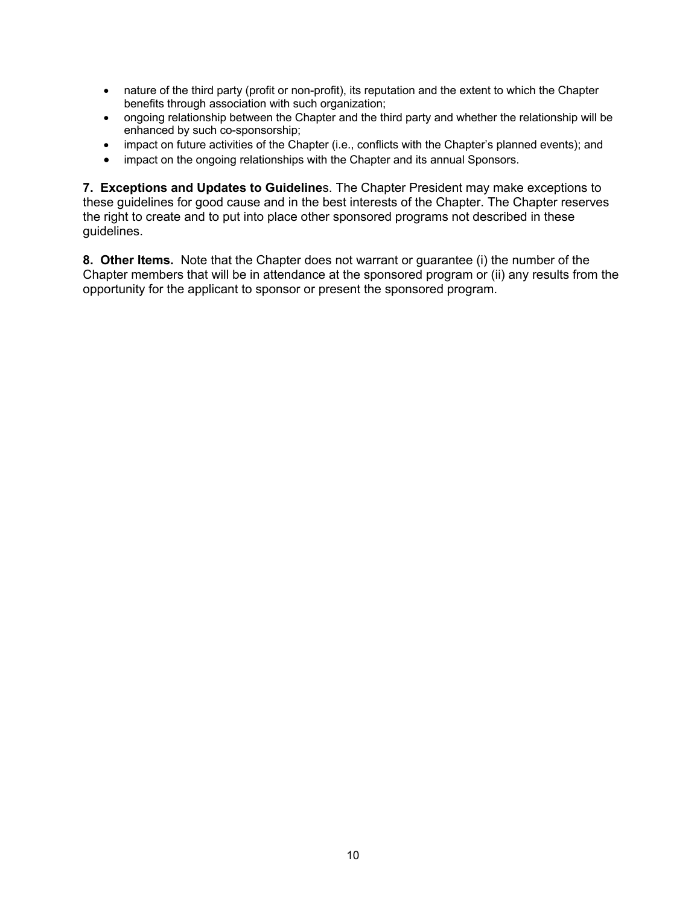- nature of the third party (profit or non-profit), its reputation and the extent to which the Chapter benefits through association with such organization;
- ongoing relationship between the Chapter and the third party and whether the relationship will be enhanced by such co-sponsorship;
- impact on future activities of the Chapter (i.e., conflicts with the Chapter's planned events); and
- impact on the ongoing relationships with the Chapter and its annual Sponsors.

**7. Exceptions and Updates to Guideline**s. The Chapter President may make exceptions to these guidelines for good cause and in the best interests of the Chapter. The Chapter reserves the right to create and to put into place other sponsored programs not described in these guidelines.

**8. Other Items.** Note that the Chapter does not warrant or guarantee (i) the number of the Chapter members that will be in attendance at the sponsored program or (ii) any results from the opportunity for the applicant to sponsor or present the sponsored program.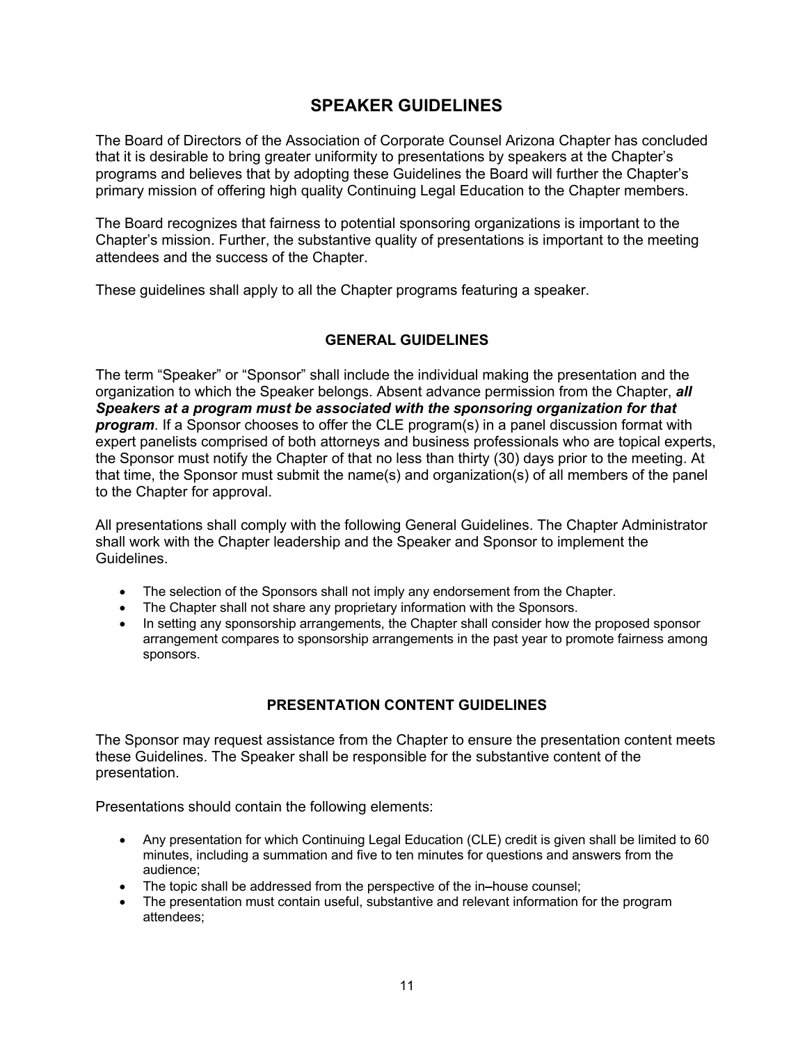## SPEAKER GUIDELINES

The Board of Directors of the Association of Corporate Counsel Arizona Chapter has concluded that it is desirable to bring greater uniformity to presentations by speakers at the Chapter's programs and believes that by adopting these Guidelines the Board will further the Chapter's primary mission of offering high quality Continuing Legal Education to the Chapter members.

The Board recognizes that fairness to potential sponsoring organizations is important to the Chapter's mission. Further, the substantive quality of presentations is important to the meeting attendees and the success of the Chapter.

These guidelines shall apply to all the Chapter programs featuring a speaker.

### GENERAL GUIDELINES

The term "Speaker" or "Sponsor" shall include the individual making the presentation and the organization to which the Speaker belongs. Absent advance permission from the Chapter, ***all Speakers at a program must be associated with the sponsoring organization for that program***. If a Sponsor chooses to offer the CLE program(s) in a panel discussion format with expert panelists comprised of both attorneys and business professionals who are topical experts, the Sponsor must notify the Chapter of that no less than thirty (30) days prior to the meeting. At that time, the Sponsor must submit the name(s) and organization(s) of all members of the panel to the Chapter for approval.

All presentations shall comply with the following General Guidelines. The Chapter Administrator shall work with the Chapter leadership and the Speaker and Sponsor to implement the Guidelines.

- The selection of the Sponsors shall not imply any endorsement from the Chapter.
- The Chapter shall not share any proprietary information with the Sponsors.
- In setting any sponsorship arrangements, the Chapter shall consider how the proposed sponsor arrangement compares to sponsorship arrangements in the past year to promote fairness among sponsors.

### PRESENTATION CONTENT GUIDELINES

The Sponsor may request assistance from the Chapter to ensure the presentation content meets these Guidelines. The Speaker shall be responsible for the substantive content of the presentation.

Presentations should contain the following elements:

- Any presentation for which Continuing Legal Education (CLE) credit is given shall be limited to 60 minutes, including a summation and five to ten minutes for questions and answers from the audience;
- The topic shall be addressed from the perspective of the in–house counsel;
- The presentation must contain useful, substantive and relevant information for the program attendees;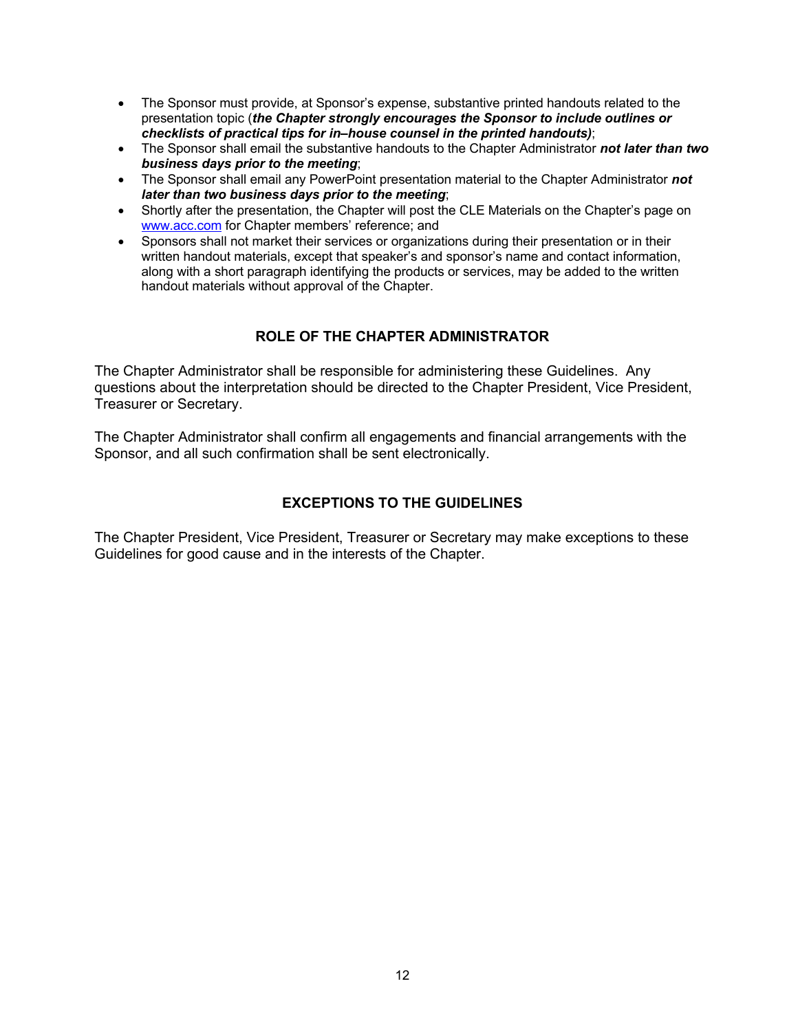- The Sponsor must provide, at Sponsor's expense, substantive printed handouts related to the presentation topic (***the Chapter strongly encourages the Sponsor to include outlines or checklists of practical tips for in–house counsel in the printed handouts)***;
- The Sponsor shall email the substantive handouts to the Chapter Administrator ***not later than two business days prior to the meeting***;
- The Sponsor shall email any PowerPoint presentation material to the Chapter Administrator ***not later than two business days prior to the meeting***;
- Shortly after the presentation, the Chapter will post the CLE Materials on the Chapter's page on [www.acc.com](http://www.acc.com) for Chapter members' reference; and
- Sponsors shall not market their services or organizations during their presentation or in their written handout materials, except that speaker's and sponsor's name and contact information, along with a short paragraph identifying the products or services, may be added to the written handout materials without approval of the Chapter.

## ROLE OF THE CHAPTER ADMINISTRATOR

The Chapter Administrator shall be responsible for administering these Guidelines. Any questions about the interpretation should be directed to the Chapter President, Vice President, Treasurer or Secretary.

The Chapter Administrator shall confirm all engagements and financial arrangements with the Sponsor, and all such confirmation shall be sent electronically.

## EXCEPTIONS TO THE GUIDELINES

The Chapter President, Vice President, Treasurer or Secretary may make exceptions to these Guidelines for good cause and in the interests of the Chapter.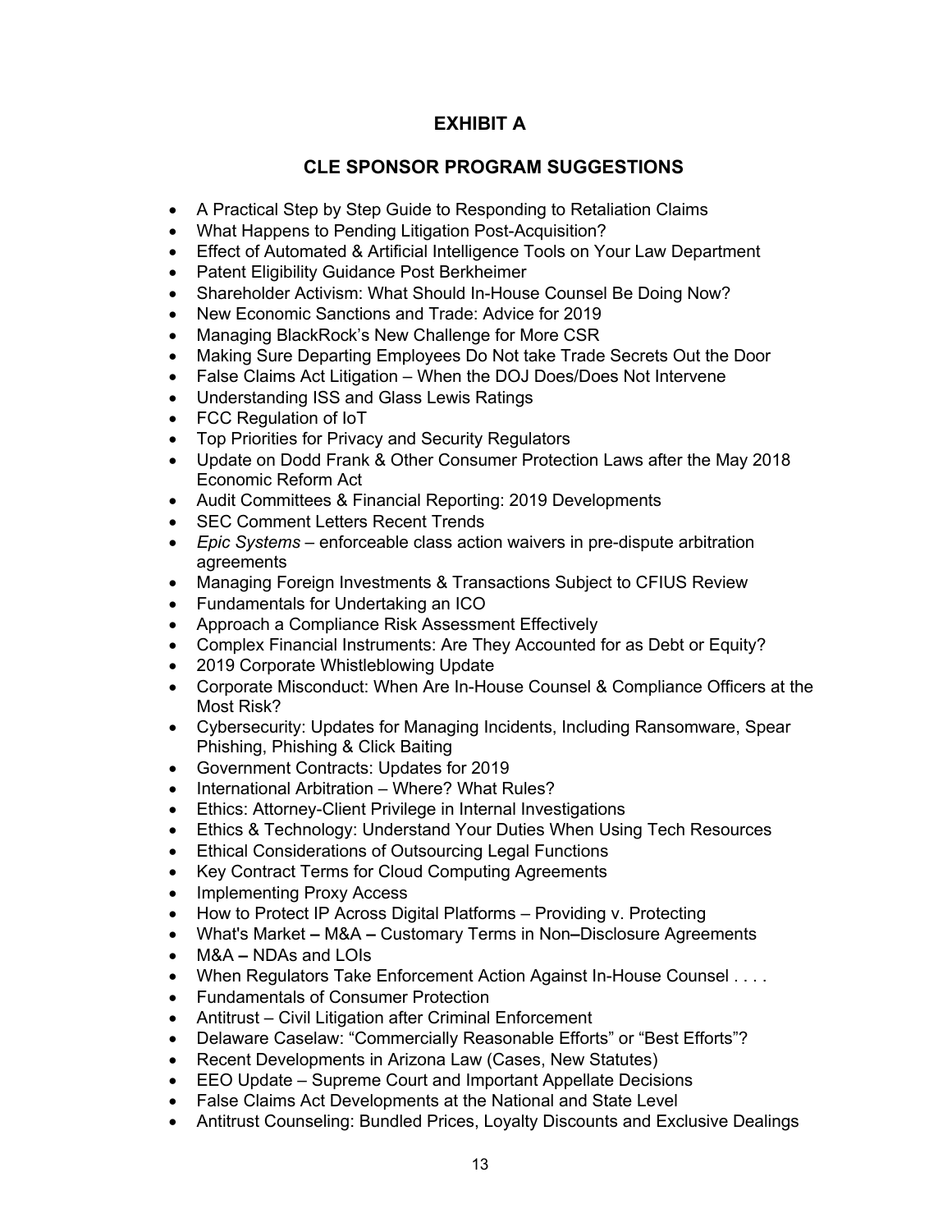# EXHIBIT A

## CLE SPONSOR PROGRAM SUGGESTIONS

- A Practical Step by Step Guide to Responding to Retaliation Claims
- What Happens to Pending Litigation Post-Acquisition?
- Effect of Automated & Artificial Intelligence Tools on Your Law Department
- Patent Eligibility Guidance Post Berkheimer
- Shareholder Activism: What Should In-House Counsel Be Doing Now?
- New Economic Sanctions and Trade: Advice for 2019
- Managing BlackRock's New Challenge for More CSR
- Making Sure Departing Employees Do Not take Trade Secrets Out the Door
- False Claims Act Litigation – When the DOJ Does/Does Not Intervene
- Understanding ISS and Glass Lewis Ratings
- FCC Regulation of IoT
- Top Priorities for Privacy and Security Regulators
- Update on Dodd Frank & Other Consumer Protection Laws after the May 2018 Economic Reform Act
- Audit Committees & Financial Reporting: 2019 Developments
- SEC Comment Letters Recent Trends
- *Epic Systems* – enforceable class action waivers in pre-dispute arbitration agreements
- Managing Foreign Investments & Transactions Subject to CFIUS Review
- Fundamentals for Undertaking an ICO
- Approach a Compliance Risk Assessment Effectively
- Complex Financial Instruments: Are They Accounted for as Debt or Equity?
- 2019 Corporate Whistleblowing Update
- Corporate Misconduct: When Are In-House Counsel & Compliance Officers at the Most Risk?
- Cybersecurity: Updates for Managing Incidents, Including Ransomware, Spear Phishing, Phishing & Click Baiting
- Government Contracts: Updates for 2019
- International Arbitration – Where? What Rules?
- Ethics: Attorney-Client Privilege in Internal Investigations
- Ethics & Technology: Understand Your Duties When Using Tech Resources
- Ethical Considerations of Outsourcing Legal Functions
- Key Contract Terms for Cloud Computing Agreements
- Implementing Proxy Access
- How to Protect IP Across Digital Platforms – Providing v. Protecting
- What's Market **–** M&A **–** Customary Terms in Non**–**Disclosure Agreements
- M&A **–** NDAs and LOIs
- When Regulators Take Enforcement Action Against In-House Counsel . . . .
- Fundamentals of Consumer Protection
- Antitrust – Civil Litigation after Criminal Enforcement
- Delaware Caselaw: "Commercially Reasonable Efforts" or "Best Efforts"?
- Recent Developments in Arizona Law (Cases, New Statutes)
- EEO Update – Supreme Court and Important Appellate Decisions
- False Claims Act Developments at the National and State Level
- Antitrust Counseling: Bundled Prices, Loyalty Discounts and Exclusive Dealings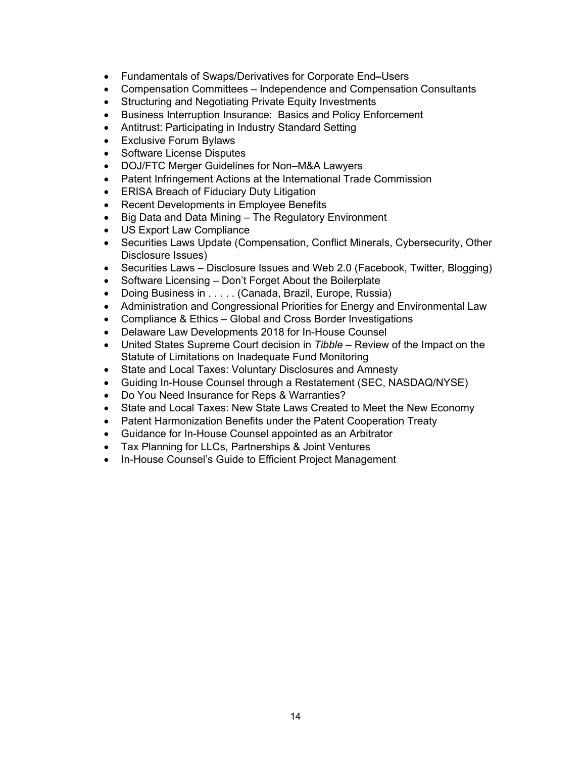- Fundamentals of Swaps/Derivatives for Corporate End–Users
- Compensation Committees – Independence and Compensation Consultants
- Structuring and Negotiating Private Equity Investments
- Business Interruption Insurance:  Basics and Policy Enforcement
- Antitrust: Participating in Industry Standard Setting
- Exclusive Forum Bylaws
- Software License Disputes
- DOJ/FTC Merger Guidelines for Non–M&A Lawyers
- Patent Infringement Actions at the International Trade Commission
- ERISA Breach of Fiduciary Duty Litigation
- Recent Developments in Employee Benefits
- Big Data and Data Mining – The Regulatory Environment
- US Export Law Compliance
- Securities Laws Update (Compensation, Conflict Minerals, Cybersecurity, Other Disclosure Issues)
- Securities Laws – Disclosure Issues and Web 2.0 (Facebook, Twitter, Blogging)
- Software Licensing – Don't Forget About the Boilerplate
- Doing Business in . . . . . (Canada, Brazil, Europe, Russia)
- Administration and Congressional Priorities for Energy and Environmental Law
- Compliance & Ethics – Global and Cross Border Investigations
- Delaware Law Developments 2018 for In-House Counsel
- United States Supreme Court decision in *Tibble* – Review of the Impact on the Statute of Limitations on Inadequate Fund Monitoring
- State and Local Taxes: Voluntary Disclosures and Amnesty
- Guiding In-House Counsel through a Restatement (SEC, NASDAQ/NYSE)
- Do You Need Insurance for Reps & Warranties?
- State and Local Taxes: New State Laws Created to Meet the New Economy
- Patent Harmonization Benefits under the Patent Cooperation Treaty
- Guidance for In-House Counsel appointed as an Arbitrator
- Tax Planning for LLCs, Partnerships & Joint Ventures
- In-House Counsel's Guide to Efficient Project Management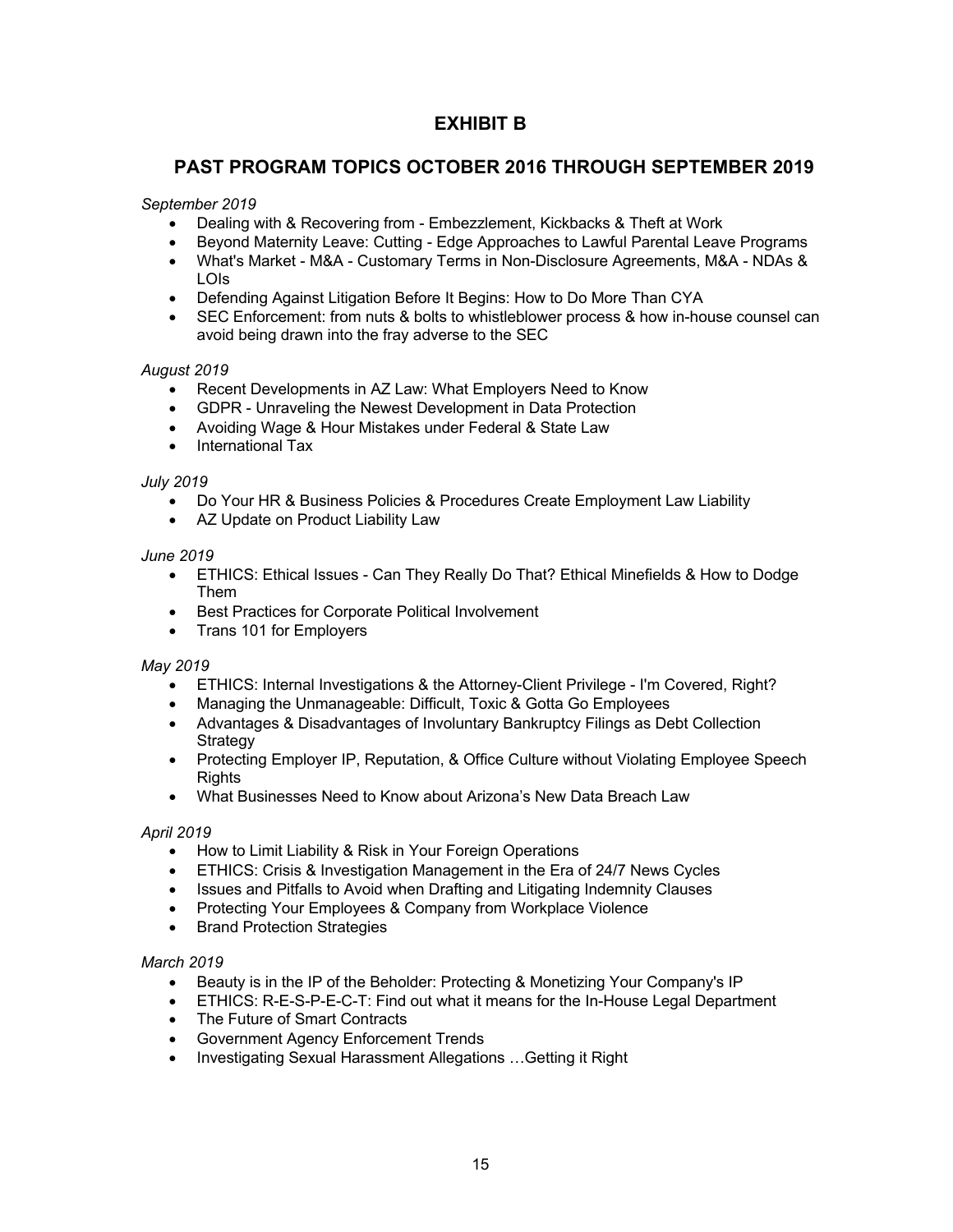# EXHIBIT B

## PAST PROGRAM TOPICS OCTOBER 2016 THROUGH SEPTEMBER 2019

*September 2019*

- Dealing with & Recovering from - Embezzlement, Kickbacks & Theft at Work
- Beyond Maternity Leave: Cutting - Edge Approaches to Lawful Parental Leave Programs
- What's Market - M&A - Customary Terms in Non-Disclosure Agreements, M&A - NDAs & LOIs
- Defending Against Litigation Before It Begins: How to Do More Than CYA
- SEC Enforcement: from nuts & bolts to whistleblower process & how in-house counsel can avoid being drawn into the fray adverse to the SEC

*August 2019*

- Recent Developments in AZ Law: What Employers Need to Know
- GDPR - Unraveling the Newest Development in Data Protection
- Avoiding Wage & Hour Mistakes under Federal & State Law
- International Tax

*July 2019*

- Do Your HR & Business Policies & Procedures Create Employment Law Liability
- AZ Update on Product Liability Law

*June 2019*

- ETHICS: Ethical Issues - Can They Really Do That? Ethical Minefields & How to Dodge Them
- Best Practices for Corporate Political Involvement
- Trans 101 for Employers

*May 2019*

- ETHICS: Internal Investigations & the Attorney-Client Privilege - I'm Covered, Right?
- Managing the Unmanageable: Difficult, Toxic & Gotta Go Employees
- Advantages & Disadvantages of Involuntary Bankruptcy Filings as Debt Collection Strategy
- Protecting Employer IP, Reputation, & Office Culture without Violating Employee Speech Rights
- What Businesses Need to Know about Arizona's New Data Breach Law

*April 2019*

- How to Limit Liability & Risk in Your Foreign Operations
- ETHICS: Crisis & Investigation Management in the Era of 24/7 News Cycles
- Issues and Pitfalls to Avoid when Drafting and Litigating Indemnity Clauses
- Protecting Your Employees & Company from Workplace Violence
- Brand Protection Strategies

*March 2019*

- Beauty is in the IP of the Beholder: Protecting & Monetizing Your Company's IP
- ETHICS: R-E-S-P-E-C-T: Find out what it means for the In-House Legal Department
- The Future of Smart Contracts
- Government Agency Enforcement Trends
- Investigating Sexual Harassment Allegations …Getting it Right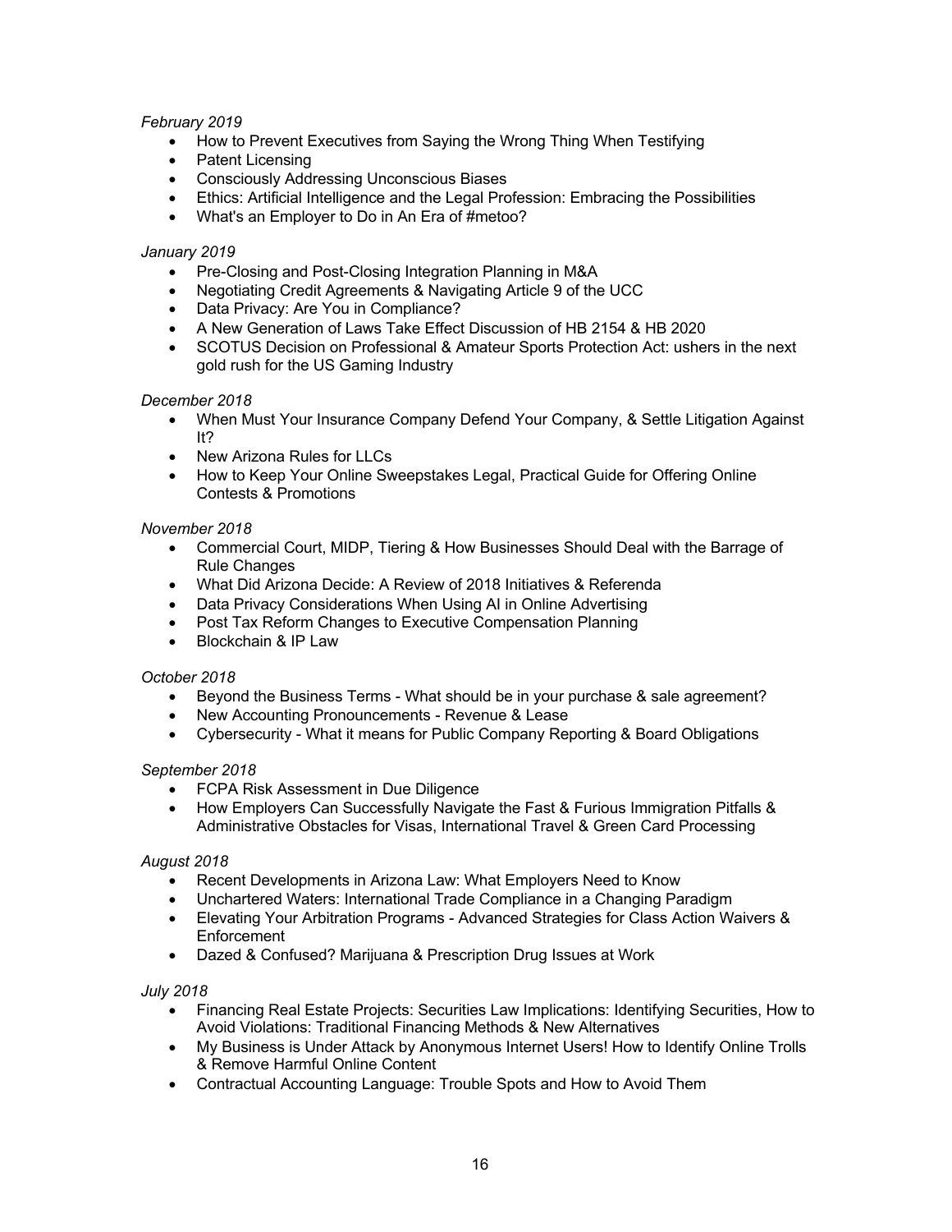*February 2019*

- How to Prevent Executives from Saying the Wrong Thing When Testifying
- Patent Licensing
- Consciously Addressing Unconscious Biases
- Ethics: Artificial Intelligence and the Legal Profession: Embracing the Possibilities
- What's an Employer to Do in An Era of #metoo?

*January 2019*

- Pre-Closing and Post-Closing Integration Planning in M&A
- Negotiating Credit Agreements & Navigating Article 9 of the UCC
- Data Privacy: Are You in Compliance?
- A New Generation of Laws Take Effect Discussion of HB 2154 & HB 2020
- SCOTUS Decision on Professional & Amateur Sports Protection Act: ushers in the next gold rush for the US Gaming Industry

*December 2018*

- When Must Your Insurance Company Defend Your Company, & Settle Litigation Against It?
- New Arizona Rules for LLCs
- How to Keep Your Online Sweepstakes Legal, Practical Guide for Offering Online Contests & Promotions

*November 2018*

- Commercial Court, MIDP, Tiering & How Businesses Should Deal with the Barrage of Rule Changes
- What Did Arizona Decide: A Review of 2018 Initiatives & Referenda
- Data Privacy Considerations When Using AI in Online Advertising
- Post Tax Reform Changes to Executive Compensation Planning
- Blockchain & IP Law

*October 2018*

- Beyond the Business Terms - What should be in your purchase & sale agreement?
- New Accounting Pronouncements - Revenue & Lease
- Cybersecurity - What it means for Public Company Reporting & Board Obligations

*September 2018*

- FCPA Risk Assessment in Due Diligence
- How Employers Can Successfully Navigate the Fast & Furious Immigration Pitfalls & Administrative Obstacles for Visas, International Travel & Green Card Processing

*August 2018*

- Recent Developments in Arizona Law: What Employers Need to Know
- Unchartered Waters: International Trade Compliance in a Changing Paradigm
- Elevating Your Arbitration Programs - Advanced Strategies for Class Action Waivers & Enforcement
- Dazed & Confused? Marijuana & Prescription Drug Issues at Work

*July 2018*

- Financing Real Estate Projects: Securities Law Implications: Identifying Securities, How to Avoid Violations: Traditional Financing Methods & New Alternatives
- My Business is Under Attack by Anonymous Internet Users! How to Identify Online Trolls & Remove Harmful Online Content
- Contractual Accounting Language: Trouble Spots and How to Avoid Them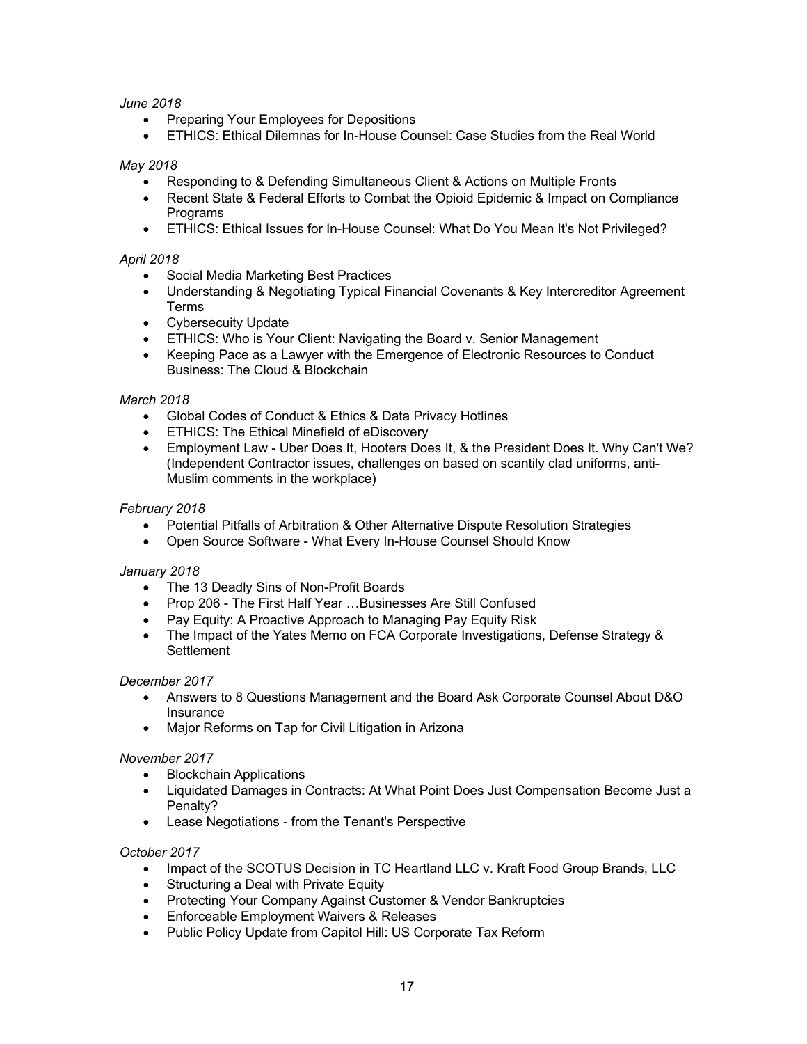*June 2018*

- Preparing Your Employees for Depositions
- ETHICS: Ethical Dilemnas for In-House Counsel: Case Studies from the Real World

*May 2018*

- Responding to & Defending Simultaneous Client & Actions on Multiple Fronts
- Recent State & Federal Efforts to Combat the Opioid Epidemic & Impact on Compliance Programs
- ETHICS: Ethical Issues for In-House Counsel: What Do You Mean It's Not Privileged?

*April 2018*

- Social Media Marketing Best Practices
- Understanding & Negotiating Typical Financial Covenants & Key Intercreditor Agreement Terms
- Cybersecuity Update
- ETHICS: Who is Your Client: Navigating the Board v. Senior Management
- Keeping Pace as a Lawyer with the Emergence of Electronic Resources to Conduct Business: The Cloud & Blockchain

*March 2018*

- Global Codes of Conduct & Ethics & Data Privacy Hotlines
- ETHICS: The Ethical Minefield of eDiscovery
- Employment Law - Uber Does It, Hooters Does It, & the President Does It. Why Can't We? (Independent Contractor issues, challenges on based on scantily clad uniforms, anti-Muslim comments in the workplace)

*February 2018*

- Potential Pitfalls of Arbitration & Other Alternative Dispute Resolution Strategies
- Open Source Software - What Every In-House Counsel Should Know

*January 2018*

- The 13 Deadly Sins of Non-Profit Boards
- Prop 206 - The First Half Year …Businesses Are Still Confused
- Pay Equity: A Proactive Approach to Managing Pay Equity Risk
- The Impact of the Yates Memo on FCA Corporate Investigations, Defense Strategy & Settlement

*December 2017*

- Answers to 8 Questions Management and the Board Ask Corporate Counsel About D&O Insurance
- Major Reforms on Tap for Civil Litigation in Arizona

*November 2017*

- Blockchain Applications
- Liquidated Damages in Contracts: At What Point Does Just Compensation Become Just a Penalty?
- Lease Negotiations - from the Tenant's Perspective

*October 2017*

- Impact of the SCOTUS Decision in TC Heartland LLC v. Kraft Food Group Brands, LLC
- Structuring a Deal with Private Equity
- Protecting Your Company Against Customer & Vendor Bankruptcies
- Enforceable Employment Waivers & Releases
- Public Policy Update from Capitol Hill: US Corporate Tax Reform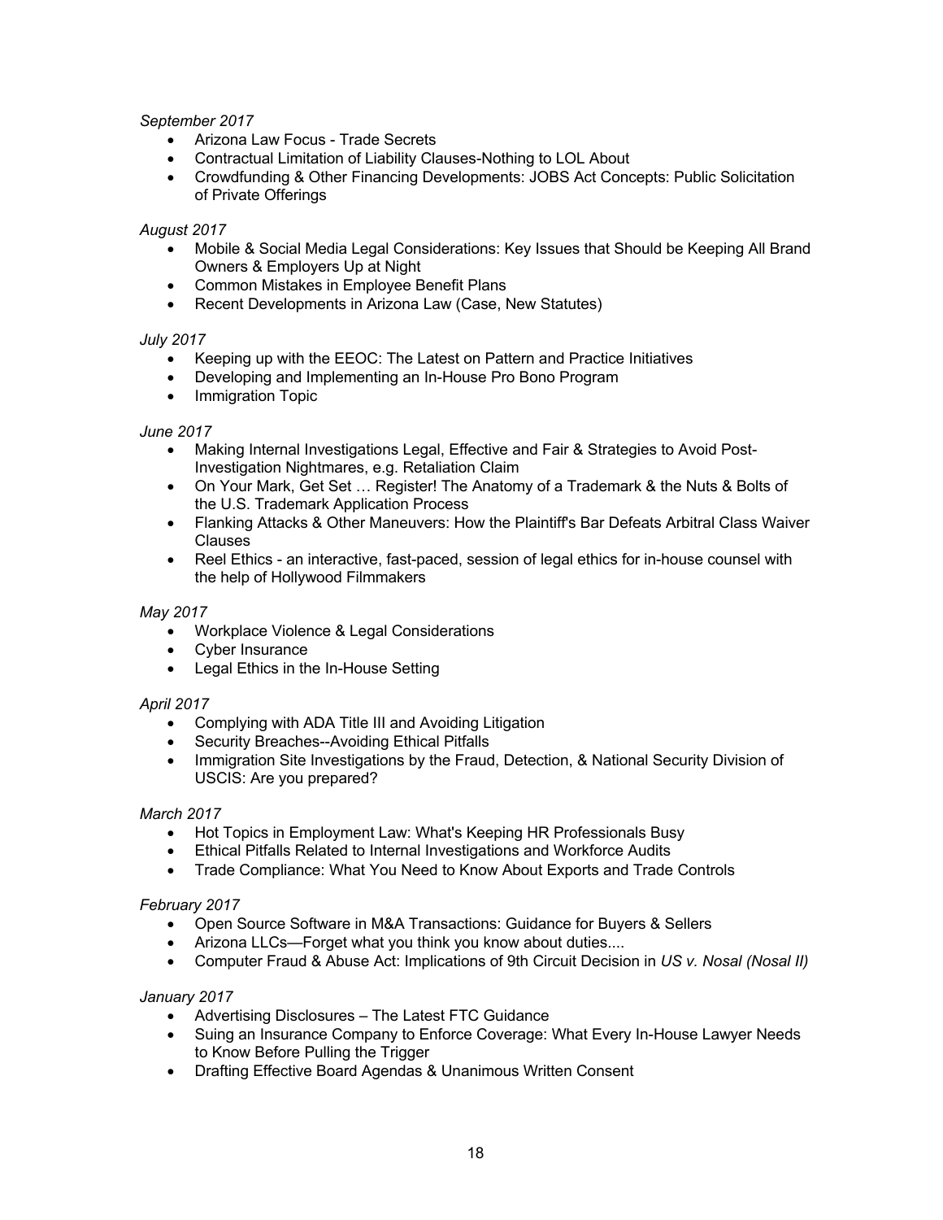*September 2017*

- Arizona Law Focus - Trade Secrets
- Contractual Limitation of Liability Clauses-Nothing to LOL About
- Crowdfunding & Other Financing Developments: JOBS Act Concepts: Public Solicitation of Private Offerings

*August 2017*

- Mobile & Social Media Legal Considerations: Key Issues that Should be Keeping All Brand Owners & Employers Up at Night
- Common Mistakes in Employee Benefit Plans
- Recent Developments in Arizona Law (Case, New Statutes)

*July 2017*

- Keeping up with the EEOC: The Latest on Pattern and Practice Initiatives
- Developing and Implementing an In-House Pro Bono Program
- Immigration Topic

*June 2017*

- Making Internal Investigations Legal, Effective and Fair & Strategies to Avoid Post-Investigation Nightmares, e.g. Retaliation Claim
- On Your Mark, Get Set … Register! The Anatomy of a Trademark & the Nuts & Bolts of the U.S. Trademark Application Process
- Flanking Attacks & Other Maneuvers: How the Plaintiff's Bar Defeats Arbitral Class Waiver Clauses
- Reel Ethics - an interactive, fast-paced, session of legal ethics for in-house counsel with the help of Hollywood Filmmakers

*May 2017*

- Workplace Violence & Legal Considerations
- Cyber Insurance
- Legal Ethics in the In-House Setting

*April 2017*

- Complying with ADA Title III and Avoiding Litigation
- Security Breaches--Avoiding Ethical Pitfalls
- Immigration Site Investigations by the Fraud, Detection, & National Security Division of USCIS: Are you prepared?

*March 2017*

- Hot Topics in Employment Law: What's Keeping HR Professionals Busy
- Ethical Pitfalls Related to Internal Investigations and Workforce Audits
- Trade Compliance: What You Need to Know About Exports and Trade Controls

*February 2017*

- Open Source Software in M&A Transactions: Guidance for Buyers & Sellers
- Arizona LLCs—Forget what you think you know about duties....
- Computer Fraud & Abuse Act: Implications of 9th Circuit Decision in *US v. Nosal (Nosal II)*

*January 2017*

- Advertising Disclosures – The Latest FTC Guidance
- Suing an Insurance Company to Enforce Coverage: What Every In-House Lawyer Needs to Know Before Pulling the Trigger
- Drafting Effective Board Agendas & Unanimous Written Consent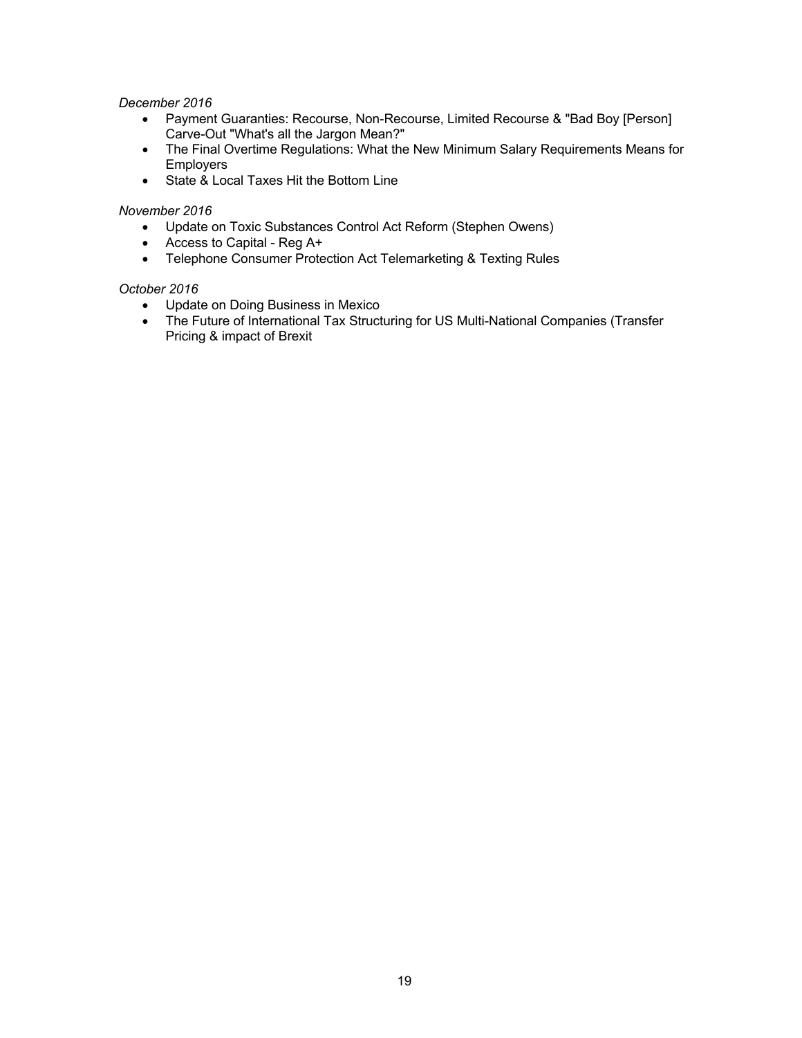*December 2016*

- Payment Guaranties: Recourse, Non-Recourse, Limited Recourse & "Bad Boy [Person] Carve-Out "What's all the Jargon Mean?"
- The Final Overtime Regulations: What the New Minimum Salary Requirements Means for Employers
- State & Local Taxes Hit the Bottom Line

*November 2016*

- Update on Toxic Substances Control Act Reform (Stephen Owens)
- Access to Capital - Reg A+
- Telephone Consumer Protection Act Telemarketing & Texting Rules

*October 2016*

- Update on Doing Business in Mexico
- The Future of International Tax Structuring for US Multi-National Companies (Transfer Pricing & impact of Brexit